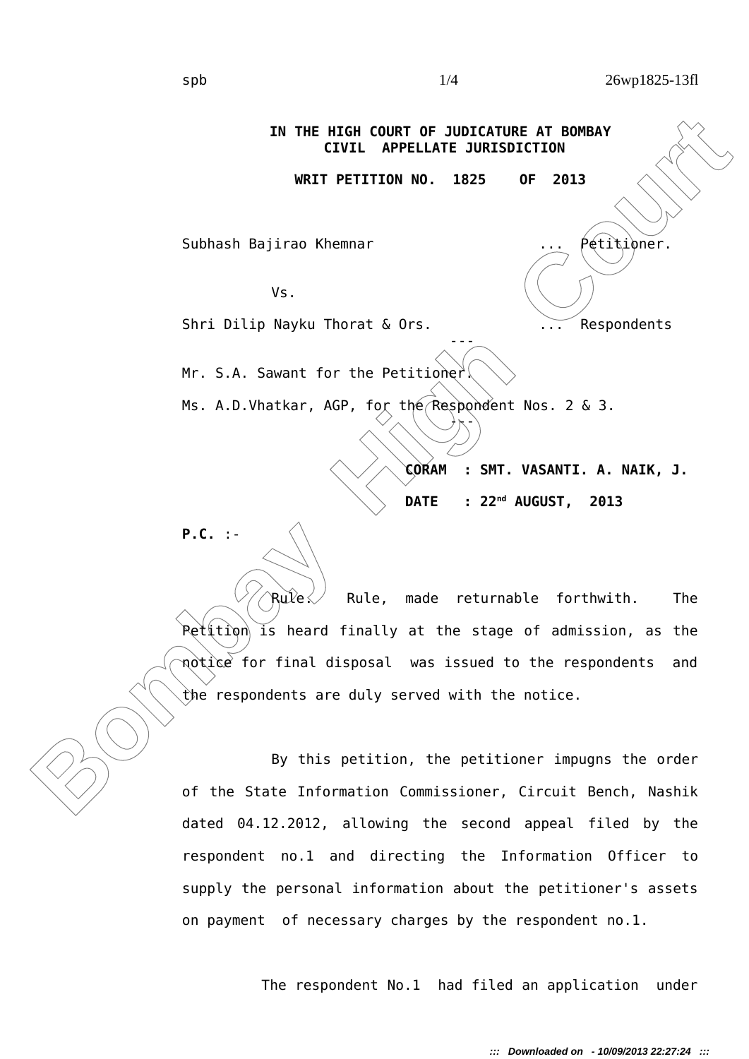**IN THE HIGH COURT OF JUDICATURE AT BOMBAY**
**CIVIL APPELLATE JURISDICTION**

**WRIT PETITION NO. 1825 OF 2013**

Subhash Bajirao Khemnar ... Petitioner.

Vs.

Shri Dilip Nayku Thorat & Ors. ... Respondents

---

Mr. S.A. Sawant for the Petitioner.

Ms. A.D.Vhatkar, AGP, for the Respondent Nos. 2 & 3.

---

**CORAM : SMT. VASANTI. A. NAIK, J.**

**DATE : 22nd AUGUST, 2013**

**P.C.** :-

Rule. Rule, made returnable forthwith. The Petition is heard finally at the stage of admission, as the notice for final disposal was issued to the respondents and the respondents are duly served with the notice.

By this petition, the petitioner impugns the order of the State Information Commissioner, Circuit Bench, Nashik dated 04.12.2012, allowing the second appeal filed by the respondent no.1 and directing the Information Officer to supply the personal information about the petitioner's assets on payment of necessary charges by the respondent no.1.

The respondent No.1 had filed an application under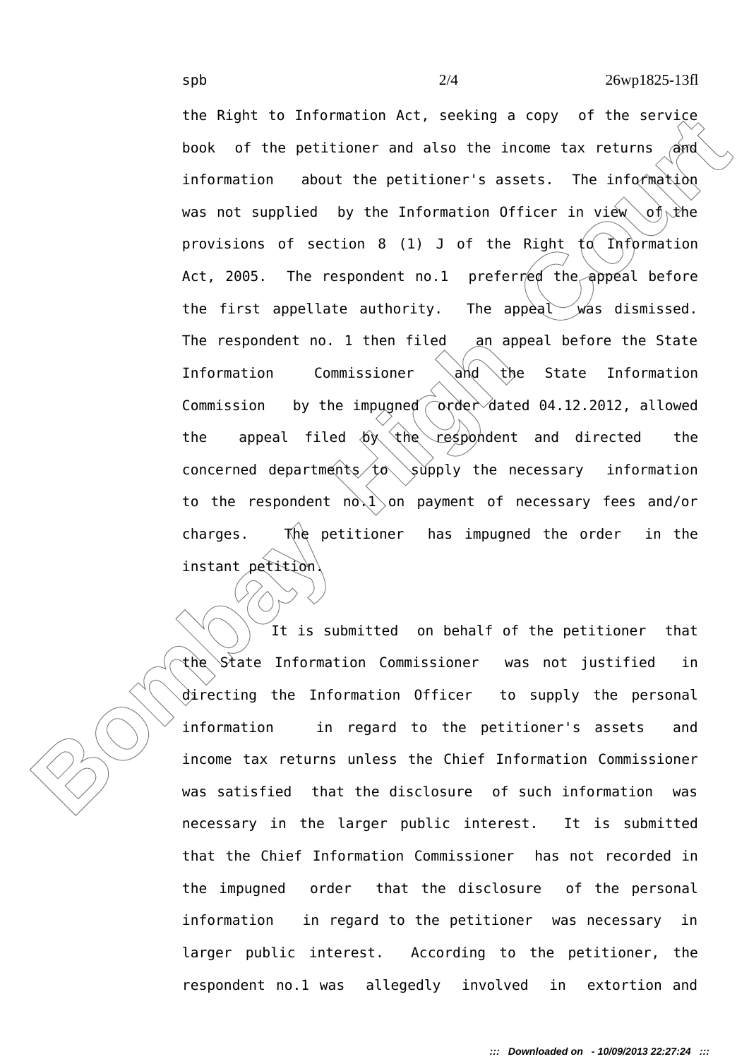the Right to Information Act, seeking a copy of the service book of the petitioner and also the income tax returns and information about the petitioner's assets. The information was not supplied by the Information Officer in view of the provisions of section 8 (1) J of the Right to Information Act, 2005. The respondent no.1 preferred the appeal before the first appellate authority. The appeal was dismissed. The respondent no. 1 then filed an appeal before the State Information Commissioner and the State Information Commission by the impugned order dated 04.12.2012, allowed the appeal filed by the respondent and directed the concerned departments to supply the necessary information to the respondent no.1 on payment of necessary fees and/or charges. The petitioner has impugned the order in the instant petition.

It is submitted on behalf of the petitioner that the State Information Commissioner was not justified in directing the Information Officer to supply the personal information in regard to the petitioner's assets and income tax returns unless the Chief Information Commissioner was satisfied that the disclosure of such information was necessary in the larger public interest. It is submitted that the Chief Information Commissioner has not recorded in the impugned order that the disclosure of the personal information in regard to the petitioner was necessary in larger public interest. According to the petitioner, the respondent no.1 was allegedly involved in extortion and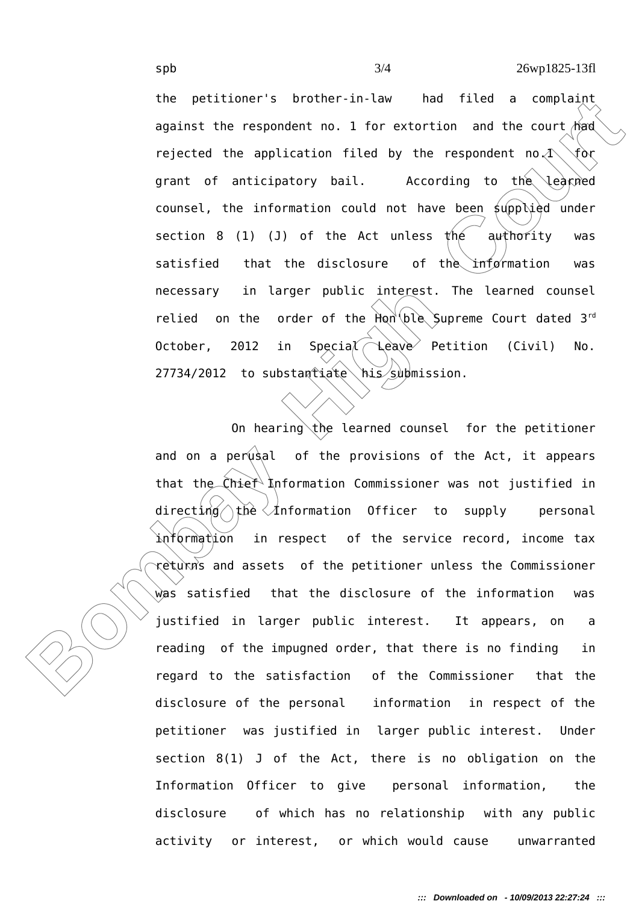the petitioner's brother-in-law had filed a complaint against the respondent no. 1 for extortion and the court had rejected the application filed by the respondent no.1 for grant of anticipatory bail. According to the learned counsel, the information could not have been supplied under section 8 (1) (J) of the Act unless the authority was satisfied that the disclosure of the information was necessary in larger public interest. The learned counsel relied on the order of the Hon'ble Supreme Court dated 3rd October, 2012 in Special Leave Petition (Civil) No. 27734/2012 to substantiate his submission.

On hearing the learned counsel for the petitioner and on a perusal of the provisions of the Act, it appears that the Chief Information Commissioner was not justified in directing the Information Officer to supply personal information in respect of the service record, income tax returns and assets of the petitioner unless the Commissioner was satisfied that the disclosure of the information was justified in larger public interest. It appears, on a reading of the impugned order, that there is no finding in regard to the satisfaction of the Commissioner that the disclosure of the personal information in respect of the petitioner was justified in larger public interest. Under section 8(1) J of the Act, there is no obligation on the Information Officer to give personal information, the disclosure of which has no relationship with any public activity or interest, or which would cause unwarranted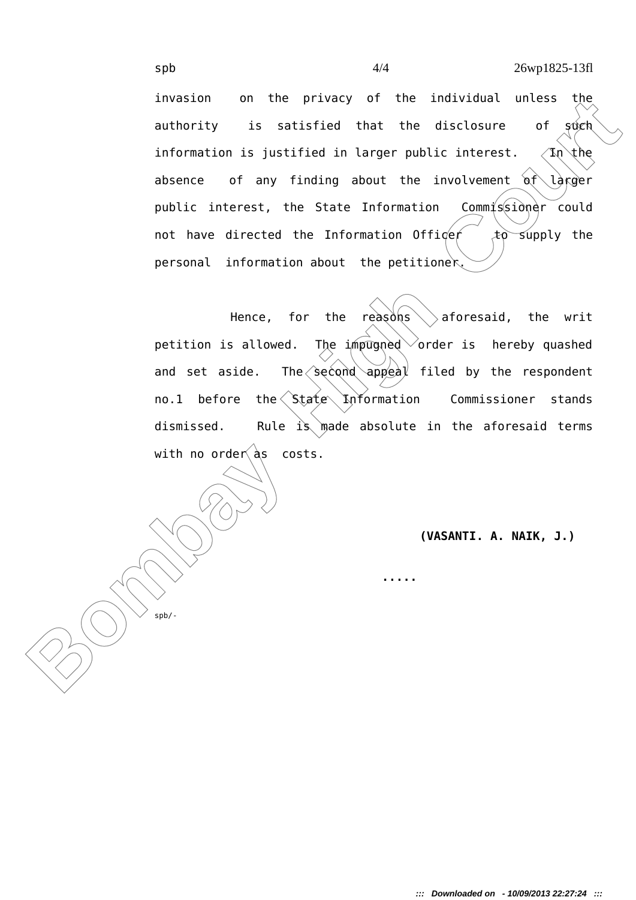invasion on the privacy of the individual unless the authority is satisfied that the disclosure of such information is justified in larger public interest. In the absence of any finding about the involvement of larger public interest, the State Information Commissioner could not have directed the Information Officer to supply the personal information about the petitioner.

Hence, for the reasons aforesaid, the writ petition is allowed. The impugned order is hereby quashed and set aside. The second appeal filed by the respondent no.1 before the State Information Commissioner stands dismissed. Rule is made absolute in the aforesaid terms with no order as costs.

**(VASANTI. A. NAIK, J.)**

.....

spb/-